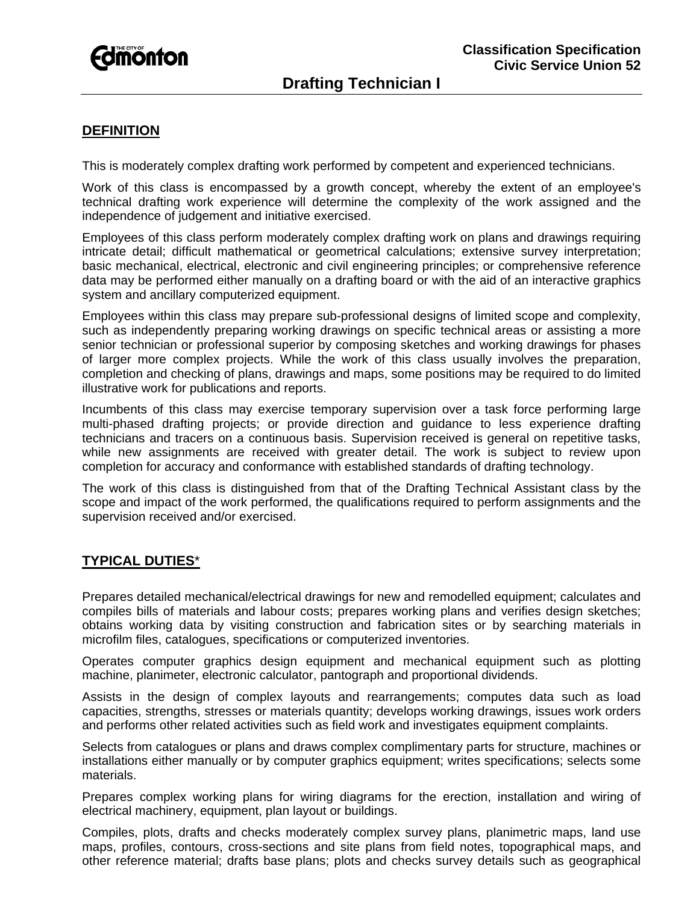The City of Edmonton

**Classification Specification**
**Civic Service Union 52**

# Drafting Technician I

## DEFINITION

This is moderately complex drafting work performed by competent and experienced technicians.

Work of this class is encompassed by a growth concept, whereby the extent of an employee's technical drafting work experience will determine the complexity of the work assigned and the independence of judgement and initiative exercised.

Employees of this class perform moderately complex drafting work on plans and drawings requiring intricate detail; difficult mathematical or geometrical calculations; extensive survey interpretation; basic mechanical, electrical, electronic and civil engineering principles; or comprehensive reference data may be performed either manually on a drafting board or with the aid of an interactive graphics system and ancillary computerized equipment.

Employees within this class may prepare sub-professional designs of limited scope and complexity, such as independently preparing working drawings on specific technical areas or assisting a more senior technician or professional superior by composing sketches and working drawings for phases of larger more complex projects. While the work of this class usually involves the preparation, completion and checking of plans, drawings and maps, some positions may be required to do limited illustrative work for publications and reports.

Incumbents of this class may exercise temporary supervision over a task force performing large multi-phased drafting projects; or provide direction and guidance to less experience drafting technicians and tracers on a continuous basis. Supervision received is general on repetitive tasks, while new assignments are received with greater detail. The work is subject to review upon completion for accuracy and conformance with established standards of drafting technology.

The work of this class is distinguished from that of the Drafting Technical Assistant class by the scope and impact of the work performed, the qualifications required to perform assignments and the supervision received and/or exercised.

## TYPICAL DUTIES*

Prepares detailed mechanical/electrical drawings for new and remodelled equipment; calculates and compiles bills of materials and labour costs; prepares working plans and verifies design sketches; obtains working data by visiting construction and fabrication sites or by searching materials in microfilm files, catalogues, specifications or computerized inventories.

Operates computer graphics design equipment and mechanical equipment such as plotting machine, planimeter, electronic calculator, pantograph and proportional dividends.

Assists in the design of complex layouts and rearrangements; computes data such as load capacities, strengths, stresses or materials quantity; develops working drawings, issues work orders and performs other related activities such as field work and investigates equipment complaints.

Selects from catalogues or plans and draws complex complimentary parts for structure, machines or installations either manually or by computer graphics equipment; writes specifications; selects some materials.

Prepares complex working plans for wiring diagrams for the erection, installation and wiring of electrical machinery, equipment, plan layout or buildings.

Compiles, plots, drafts and checks moderately complex survey plans, planimetric maps, land use maps, profiles, contours, cross-sections and site plans from field notes, topographical maps, and other reference material; drafts base plans; plots and checks survey details such as geographical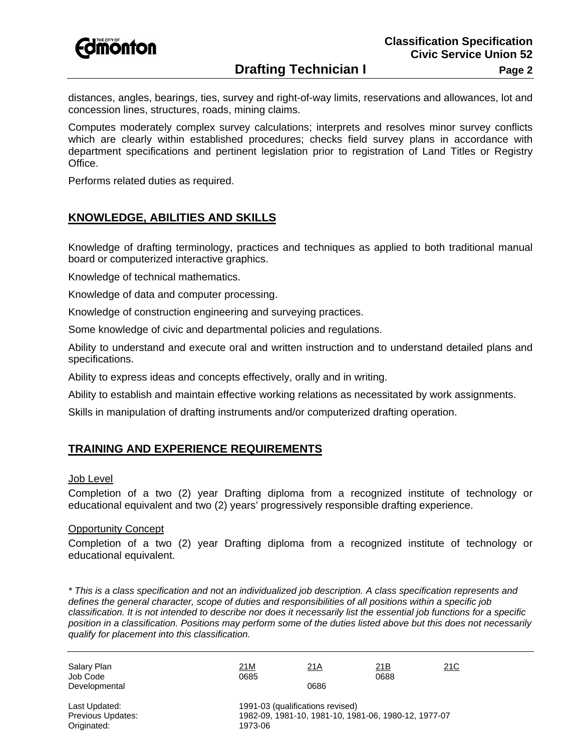distances, angles, bearings, ties, survey and right-of-way limits, reservations and allowances, lot and concession lines, structures, roads, mining claims.

Computes moderately complex survey calculations; interprets and resolves minor survey conflicts which are clearly within established procedures; checks field survey plans in accordance with department specifications and pertinent legislation prior to registration of Land Titles or Registry Office.

Performs related duties as required.

## KNOWLEDGE, ABILITIES AND SKILLS

Knowledge of drafting terminology, practices and techniques as applied to both traditional manual board or computerized interactive graphics.

Knowledge of technical mathematics.

Knowledge of data and computer processing.

Knowledge of construction engineering and surveying practices.

Some knowledge of civic and departmental policies and regulations.

Ability to understand and execute oral and written instruction and to understand detailed plans and specifications.

Ability to express ideas and concepts effectively, orally and in writing.

Ability to establish and maintain effective working relations as necessitated by work assignments.

Skills in manipulation of drafting instruments and/or computerized drafting operation.

## TRAINING AND EXPERIENCE REQUIREMENTS

### Job Level

Completion of a two (2) year Drafting diploma from a recognized institute of technology or educational equivalent and two (2) years' progressively responsible drafting experience.

### Opportunity Concept

Completion of a two (2) year Drafting diploma from a recognized institute of technology or educational equivalent.

*\* This is a class specification and not an individualized job description. A class specification represents and defines the general character, scope of duties and responsibilities of all positions within a specific job classification. It is not intended to describe nor does it necessarily list the essential job functions for a specific position in a classification. Positions may perform some of the duties listed above but this does not necessarily qualify for placement into this classification.*

| | | | | |
|---|---|---|---|---|
| Salary Plan | 21M | 21A | 21B | 21C |
| Job Code | 0685 | | 0688 | |
| Developmental | | 0686 | | |

Last Updated: 1991-03 (qualifications revised)
Previous Updates: 1982-09, 1981-10, 1981-06, 1980-12, 1977-07
Originated: 1973-06